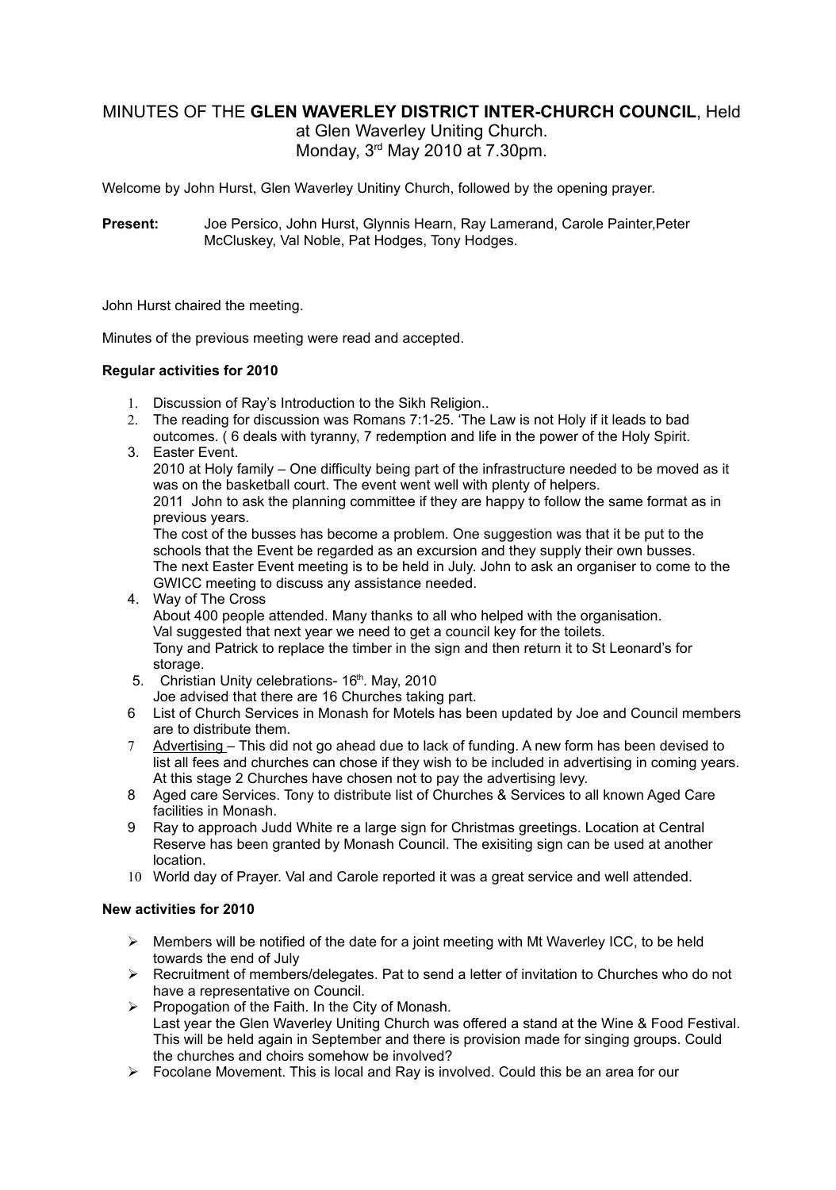MINUTES OF THE **GLEN WAVERLEY DISTRICT INTER-CHURCH COUNCIL**, Held at Glen Waverley Uniting Church.
Monday, 3rd May 2010 at 7.30pm.

Welcome by John Hurst, Glen Waverley Unitiny Church, followed by the opening prayer.

**Present:** Joe Persico, John Hurst, Glynnis Hearn, Ray Lamerand, Carole Painter,Peter McCluskey, Val Noble, Pat Hodges, Tony Hodges.

John Hurst chaired the meeting.

Minutes of the previous meeting were read and accepted.

**Regular activities for 2010**

1. Discussion of Ray's Introduction to the Sikh Religion..
2. The reading for discussion was Romans 7:1-25. 'The Law is not Holy if it leads to bad outcomes. ( 6 deals with tyranny, 7 redemption and life in the power of the Holy Spirit.
3. Easter Event.
   2010 at Holy family – One difficulty being part of the infrastructure needed to be moved as it was on the basketball court. The event went well with plenty of helpers.
   2011 John to ask the planning committee if they are happy to follow the same format as in previous years.
   The cost of the busses has become a problem. One suggestion was that it be put to the schools that the Event be regarded as an excursion and they supply their own busses.
   The next Easter Event meeting is to be held in July. John to ask an organiser to come to the GWICC meeting to discuss any assistance needed.
4. Way of The Cross
   About 400 people attended. Many thanks to all who helped with the organisation.
   Val suggested that next year we need to get a council key for the toilets.
   Tony and Patrick to replace the timber in the sign and then return it to St Leonard's for storage.
5. Christian Unity celebrations- 16th. May, 2010
   Joe advised that there are 16 Churches taking part.
6. List of Church Services in Monash for Motels has been updated by Joe and Council members are to distribute them.
7. Advertising – This did not go ahead due to lack of funding. A new form has been devised to list all fees and churches can chose if they wish to be included in advertising in coming years. At this stage 2 Churches have chosen not to pay the advertising levy.
8. Aged care Services. Tony to distribute list of Churches & Services to all known Aged Care facilities in Monash.
9. Ray to approach Judd White re a large sign for Christmas greetings. Location at Central Reserve has been granted by Monash Council. The exisiting sign can be used at another location.
10. World day of Prayer. Val and Carole reported it was a great service and well attended.

**New activities for 2010**

- Members will be notified of the date for a joint meeting with Mt Waverley ICC, to be held towards the end of July
- Recruitment of members/delegates. Pat to send a letter of invitation to Churches who do not have a representative on Council.
- Propogation of the Faith. In the City of Monash.
  Last year the Glen Waverley Uniting Church was offered a stand at the Wine & Food Festival. This will be held again in September and there is provision made for singing groups. Could the churches and choirs somehow be involved?
- Focolane Movement. This is local and Ray is involved. Could this be an area for our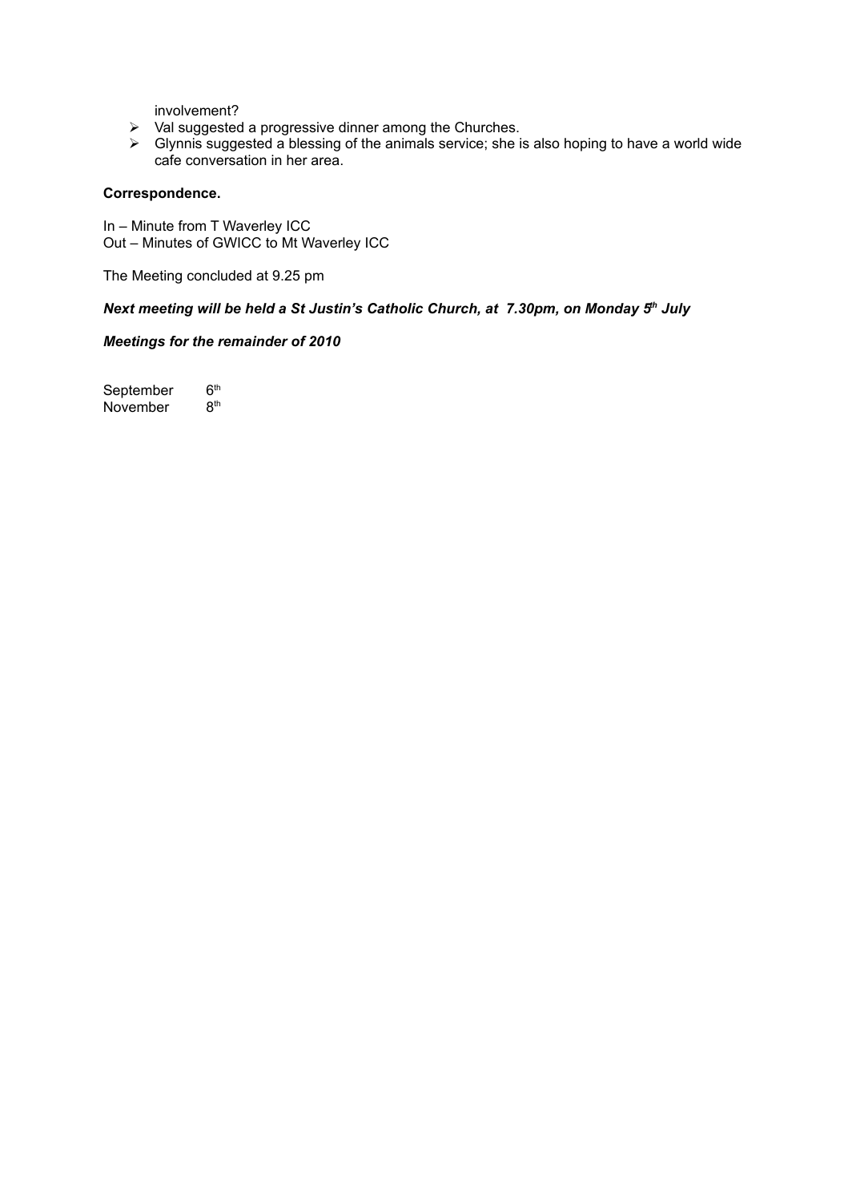involvement?

- Val suggested a progressive dinner among the Churches.
- Glynnis suggested a blessing of the animals service; she is also hoping to have a world wide cafe conversation in her area.

**Correspondence.**

In – Minute from T Waverley ICC
Out – Minutes of GWICC to Mt Waverley ICC

The Meeting concluded at 9.25 pm

***Next meeting will be held a St Justin's Catholic Church, at 7.30pm, on Monday 5th July***

***Meetings for the remainder of 2010***

September 6th
November 8th